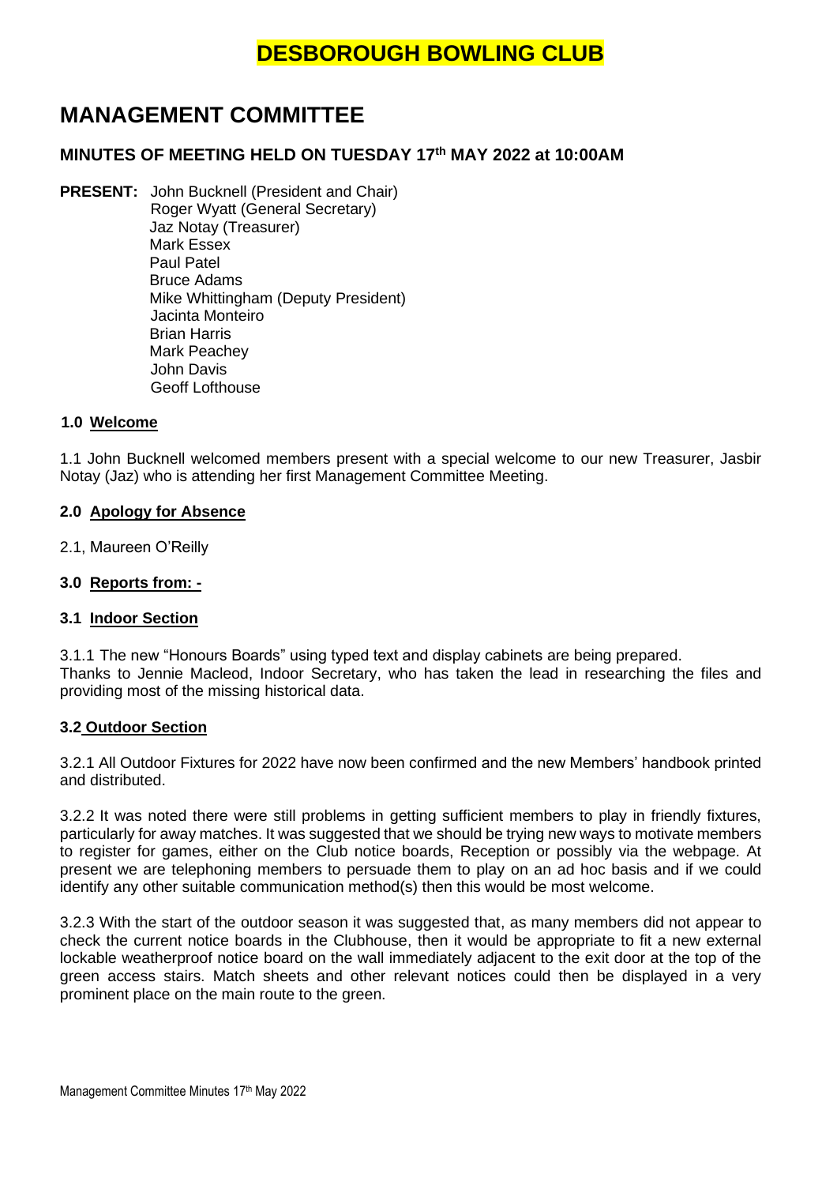# DESBOROUGH BOWLING CLUB

# MANAGEMENT COMMITTEE

### MINUTES OF MEETING HELD ON TUESDAY 17th MAY 2022 at 10:00AM

**PRESENT:** John Bucknell (President and Chair)
Roger Wyatt (General Secretary)
Jaz Notay (Treasurer)
Mark Essex
Paul Patel
Bruce Adams
Mike Whittingham (Deputy President)
Jacinta Monteiro
Brian Harris
Mark Peachey
John Davis
Geoff Lofthouse

#### 1.0 Welcome

1.1 John Bucknell welcomed members present with a special welcome to our new Treasurer, Jasbir Notay (Jaz) who is attending her first Management Committee Meeting.

#### 2.0 Apology for Absence

2.1, Maureen O'Reilly

#### 3.0 Reports from: -

#### 3.1 Indoor Section

3.1.1 The new "Honours Boards" using typed text and display cabinets are being prepared. Thanks to Jennie Macleod, Indoor Secretary, who has taken the lead in researching the files and providing most of the missing historical data.

#### 3.2 Outdoor Section

3.2.1 All Outdoor Fixtures for 2022 have now been confirmed and the new Members' handbook printed and distributed.

3.2.2 It was noted there were still problems in getting sufficient members to play in friendly fixtures, particularly for away matches. It was suggested that we should be trying new ways to motivate members to register for games, either on the Club notice boards, Reception or possibly via the webpage. At present we are telephoning members to persuade them to play on an ad hoc basis and if we could identify any other suitable communication method(s) then this would be most welcome.

3.2.3 With the start of the outdoor season it was suggested that, as many members did not appear to check the current notice boards in the Clubhouse, then it would be appropriate to fit a new external lockable weatherproof notice board on the wall immediately adjacent to the exit door at the top of the green access stairs. Match sheets and other relevant notices could then be displayed in a very prominent place on the main route to the green.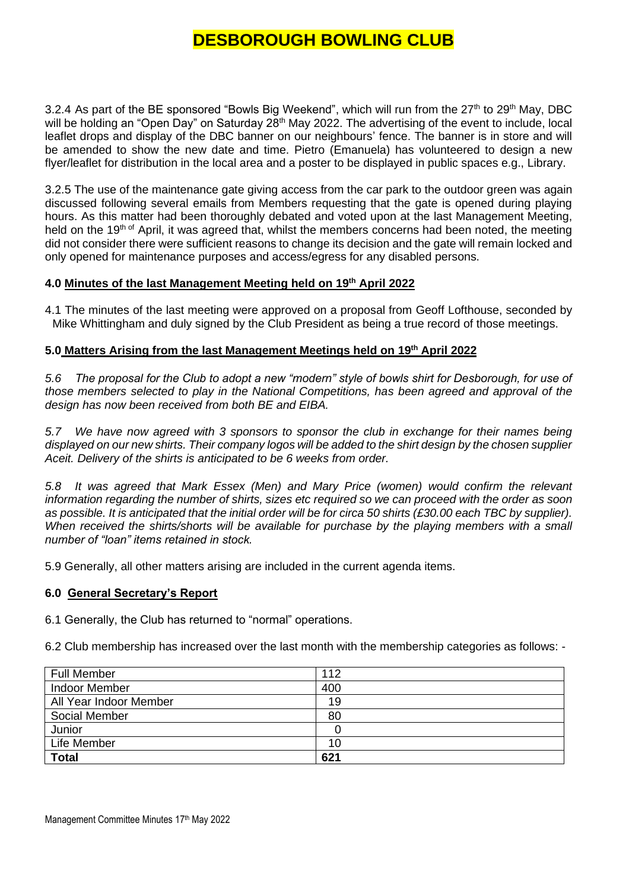# DESBOROUGH BOWLING CLUB

3.2.4 As part of the BE sponsored "Bowls Big Weekend", which will run from the 27th to 29th May, DBC will be holding an "Open Day" on Saturday 28th May 2022. The advertising of the event to include, local leaflet drops and display of the DBC banner on our neighbours' fence. The banner is in store and will be amended to show the new date and time. Pietro (Emanuela) has volunteered to design a new flyer/leaflet for distribution in the local area and a poster to be displayed in public spaces e.g., Library.

3.2.5 The use of the maintenance gate giving access from the car park to the outdoor green was again discussed following several emails from Members requesting that the gate is opened during playing hours. As this matter had been thoroughly debated and voted upon at the last Management Meeting, held on the 19th of April, it was agreed that, whilst the members concerns had been noted, the meeting did not consider there were sufficient reasons to change its decision and the gate will remain locked and only opened for maintenance purposes and access/egress for any disabled persons.

### 4.0 Minutes of the last Management Meeting held on 19th April 2022

4.1 The minutes of the last meeting were approved on a proposal from Geoff Lofthouse, seconded by Mike Whittingham and duly signed by the Club President as being a true record of those meetings.

### 5.0 Matters Arising from the last Management Meetings held on 19th April 2022

*5.6 The proposal for the Club to adopt a new "modern" style of bowls shirt for Desborough, for use of those members selected to play in the National Competitions, has been agreed and approval of the design has now been received from both BE and EIBA.*

*5.7 We have now agreed with 3 sponsors to sponsor the club in exchange for their names being displayed on our new shirts. Their company logos will be added to the shirt design by the chosen supplier Aceit. Delivery of the shirts is anticipated to be 6 weeks from order.*

*5.8 It was agreed that Mark Essex (Men) and Mary Price (women) would confirm the relevant information regarding the number of shirts, sizes etc required so we can proceed with the order as soon as possible. It is anticipated that the initial order will be for circa 50 shirts (£30.00 each TBC by supplier). When received the shirts/shorts will be available for purchase by the playing members with a small number of "loan" items retained in stock.*

5.9 Generally, all other matters arising are included in the current agenda items.

### 6.0 General Secretary's Report

6.1 Generally, the Club has returned to "normal" operations.

6.2 Club membership has increased over the last month with the membership categories as follows: -

| Full Member | 112 |
|---|---|
| Indoor Member | 400 |
| All Year Indoor Member | 19 |
| Social Member | 80 |
| Junior | 0 |
| Life Member | 10 |
| **Total** | **621** |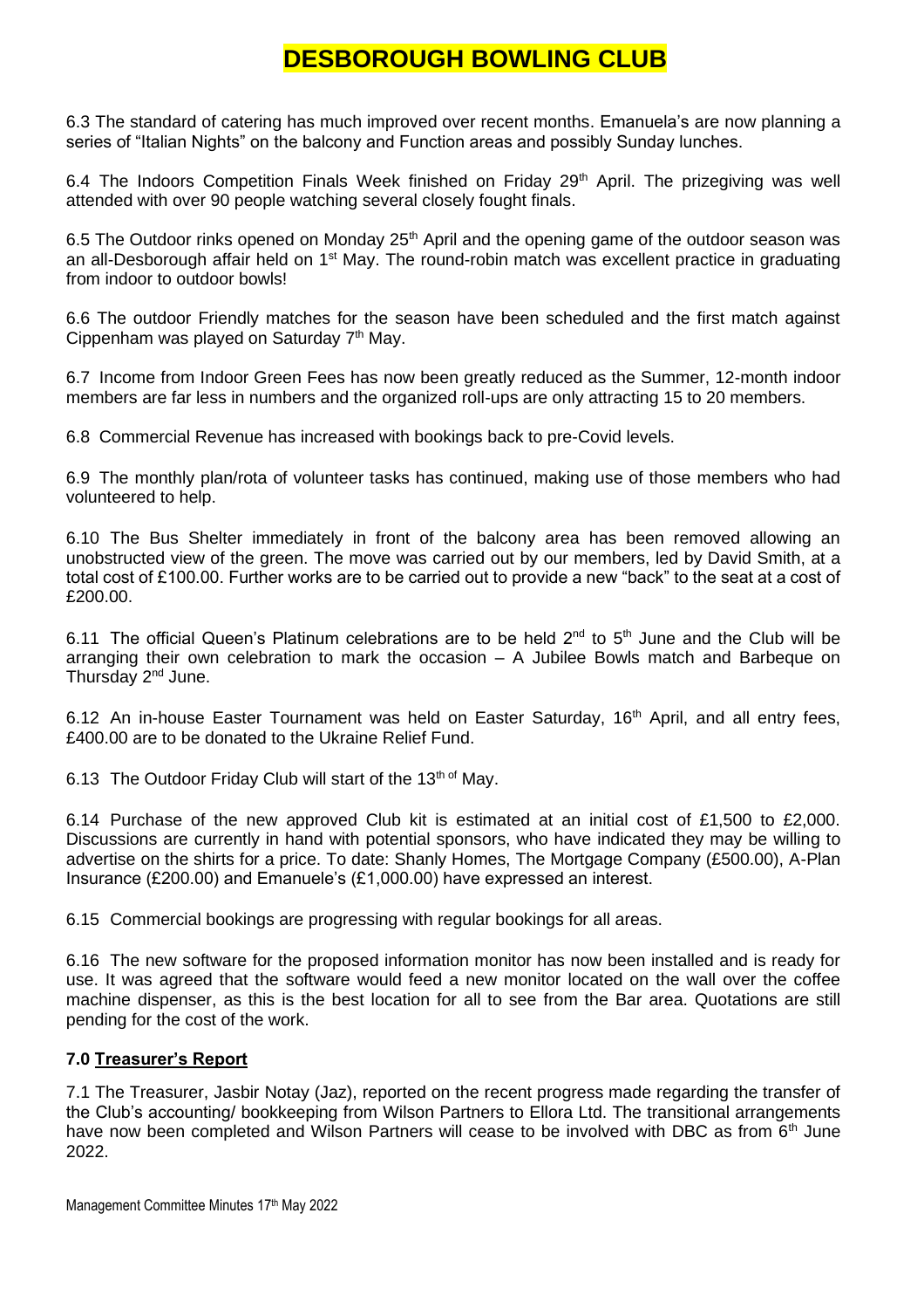# DESBOROUGH BOWLING CLUB

6.3 The standard of catering has much improved over recent months. Emanuela's are now planning a series of "Italian Nights" on the balcony and Function areas and possibly Sunday lunches.

6.4 The Indoors Competition Finals Week finished on Friday 29th April. The prizegiving was well attended with over 90 people watching several closely fought finals.

6.5 The Outdoor rinks opened on Monday 25th April and the opening game of the outdoor season was an all-Desborough affair held on 1st May. The round-robin match was excellent practice in graduating from indoor to outdoor bowls!

6.6 The outdoor Friendly matches for the season have been scheduled and the first match against Cippenham was played on Saturday 7th May.

6.7 Income from Indoor Green Fees has now been greatly reduced as the Summer, 12-month indoor members are far less in numbers and the organized roll-ups are only attracting 15 to 20 members.

6.8 Commercial Revenue has increased with bookings back to pre-Covid levels.

6.9 The monthly plan/rota of volunteer tasks has continued, making use of those members who had volunteered to help.

6.10 The Bus Shelter immediately in front of the balcony area has been removed allowing an unobstructed view of the green. The move was carried out by our members, led by David Smith, at a total cost of £100.00. Further works are to be carried out to provide a new "back" to the seat at a cost of £200.00.

6.11 The official Queen's Platinum celebrations are to be held 2nd to 5th June and the Club will be arranging their own celebration to mark the occasion – A Jubilee Bowls match and Barbeque on Thursday 2nd June.

6.12 An in-house Easter Tournament was held on Easter Saturday, 16th April, and all entry fees, £400.00 are to be donated to the Ukraine Relief Fund.

6.13 The Outdoor Friday Club will start of the 13th of May.

6.14 Purchase of the new approved Club kit is estimated at an initial cost of £1,500 to £2,000. Discussions are currently in hand with potential sponsors, who have indicated they may be willing to advertise on the shirts for a price. To date: Shanly Homes, The Mortgage Company (£500.00), A-Plan Insurance (£200.00) and Emanuele's (£1,000.00) have expressed an interest.

6.15 Commercial bookings are progressing with regular bookings for all areas.

6.16 The new software for the proposed information monitor has now been installed and is ready for use. It was agreed that the software would feed a new monitor located on the wall over the coffee machine dispenser, as this is the best location for all to see from the Bar area. Quotations are still pending for the cost of the work.

### 7.0 Treasurer's Report

7.1 The Treasurer, Jasbir Notay (Jaz), reported on the recent progress made regarding the transfer of the Club's accounting/ bookkeeping from Wilson Partners to Ellora Ltd. The transitional arrangements have now been completed and Wilson Partners will cease to be involved with DBC as from 6th June 2022.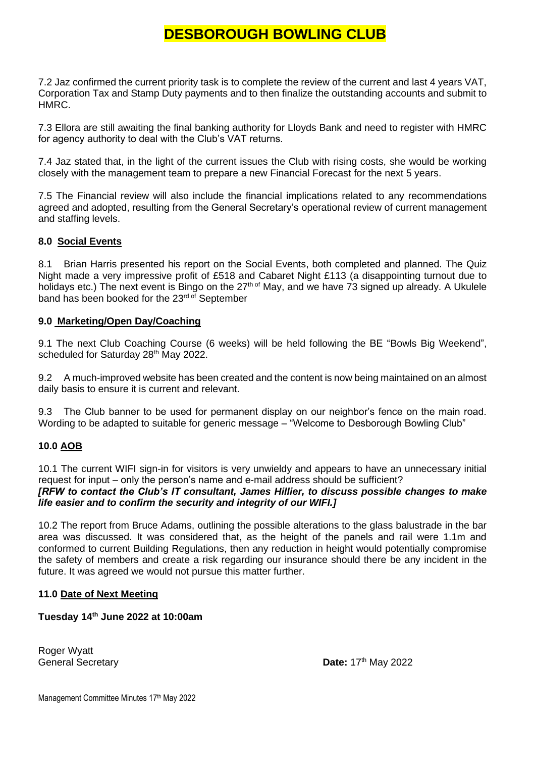# DESBOROUGH BOWLING CLUB

7.2 Jaz confirmed the current priority task is to complete the review of the current and last 4 years VAT, Corporation Tax and Stamp Duty payments and to then finalize the outstanding accounts and submit to HMRC.

7.3 Ellora are still awaiting the final banking authority for Lloyds Bank and need to register with HMRC for agency authority to deal with the Club's VAT returns.

7.4 Jaz stated that, in the light of the current issues the Club with rising costs, she would be working closely with the management team to prepare a new Financial Forecast for the next 5 years.

7.5 The Financial review will also include the financial implications related to any recommendations agreed and adopted, resulting from the General Secretary's operational review of current management and staffing levels.

**8.0 Social Events**

8.1 Brian Harris presented his report on the Social Events, both completed and planned. The Quiz Night made a very impressive profit of £518 and Cabaret Night £113 (a disappointing turnout due to holidays etc.) The next event is Bingo on the 27th of May, and we have 73 signed up already. A Ukulele band has been booked for the 23rd of September

**9.0 Marketing/Open Day/Coaching**

9.1 The next Club Coaching Course (6 weeks) will be held following the BE "Bowls Big Weekend", scheduled for Saturday 28th May 2022.

9.2 A much-improved website has been created and the content is now being maintained on an almost daily basis to ensure it is current and relevant.

9.3 The Club banner to be used for permanent display on our neighbor's fence on the main road. Wording to be adapted to suitable for generic message – "Welcome to Desborough Bowling Club"

**10.0 AOB**

10.1 The current WIFI sign-in for visitors is very unwieldy and appears to have an unnecessary initial request for input – only the person's name and e-mail address should be sufficient?
***[RFW to contact the Club's IT consultant, James Hillier, to discuss possible changes to make life easier and to confirm the security and integrity of our WIFI.]***

10.2 The report from Bruce Adams, outlining the possible alterations to the glass balustrade in the bar area was discussed. It was considered that, as the height of the panels and rail were 1.1m and conformed to current Building Regulations, then any reduction in height would potentially compromise the safety of members and create a risk regarding our insurance should there be any incident in the future. It was agreed we would not pursue this matter further.

**11.0 Date of Next Meeting**

**Tuesday 14th June 2022 at 10:00am**

Roger Wyatt
General Secretary

**Date:** 17th May 2022